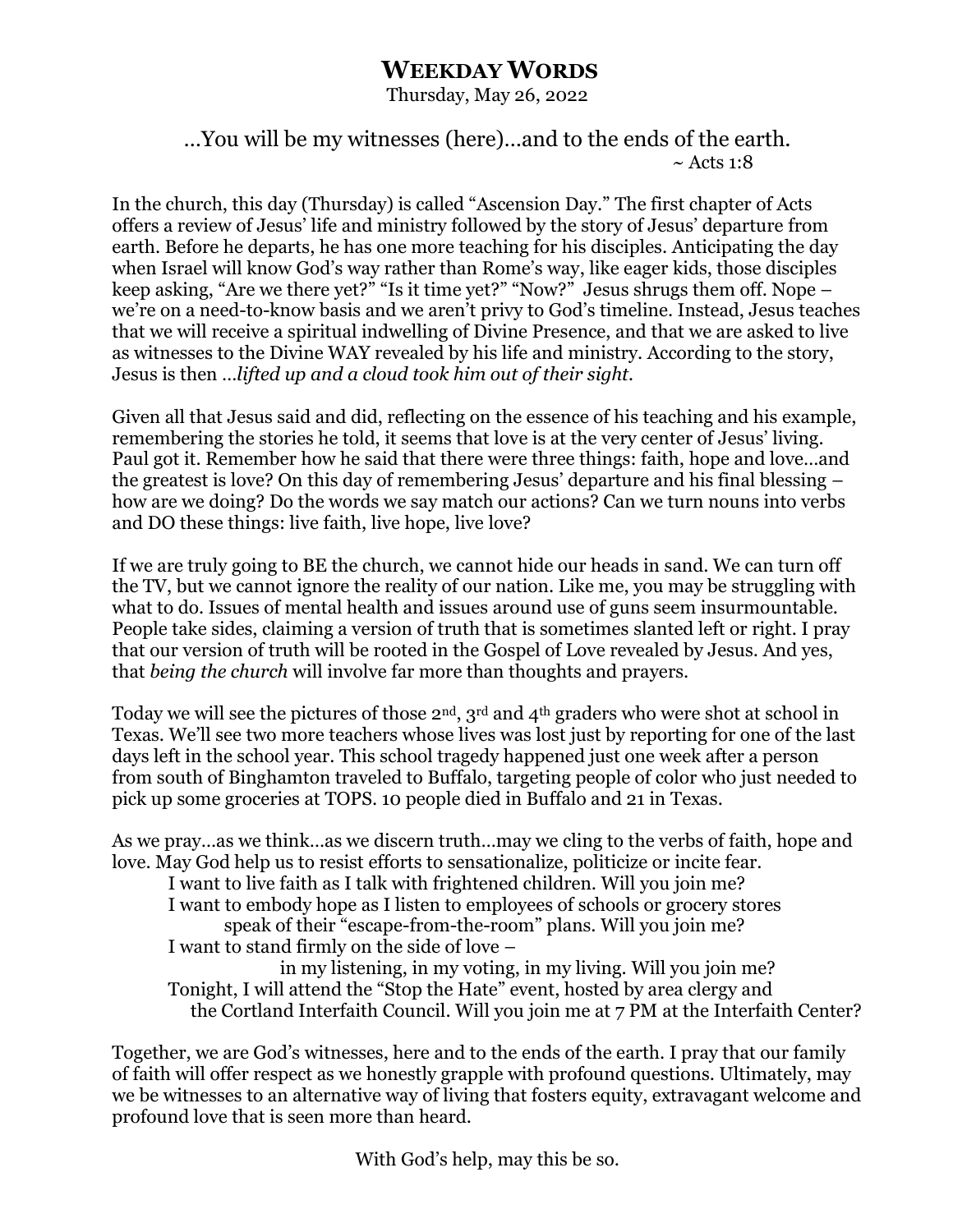# WEEKDAY WORDS

Thursday, May 26, 2022

…You will be my witnesses (here)…and to the ends of the earth.
~ Acts 1:8

In the church, this day (Thursday) is called "Ascension Day." The first chapter of Acts offers a review of Jesus' life and ministry followed by the story of Jesus' departure from earth. Before he departs, he has one more teaching for his disciples. Anticipating the day when Israel will know God's way rather than Rome's way, like eager kids, those disciples keep asking, "Are we there yet?" "Is it time yet?" "Now?" Jesus shrugs them off. Nope – we're on a need-to-know basis and we aren't privy to God's timeline. Instead, Jesus teaches that we will receive a spiritual indwelling of Divine Presence, and that we are asked to live as witnesses to the Divine WAY revealed by his life and ministry. According to the story, Jesus is then *…lifted up and a cloud took him out of their sight.*

Given all that Jesus said and did, reflecting on the essence of his teaching and his example, remembering the stories he told, it seems that love is at the very center of Jesus' living. Paul got it. Remember how he said that there were three things: faith, hope and love…and the greatest is love? On this day of remembering Jesus' departure and his final blessing – how are we doing? Do the words we say match our actions? Can we turn nouns into verbs and DO these things: live faith, live hope, live love?

If we are truly going to BE the church, we cannot hide our heads in sand. We can turn off the TV, but we cannot ignore the reality of our nation. Like me, you may be struggling with what to do. Issues of mental health and issues around use of guns seem insurmountable. People take sides, claiming a version of truth that is sometimes slanted left or right. I pray that our version of truth will be rooted in the Gospel of Love revealed by Jesus. And yes, that *being the church* will involve far more than thoughts and prayers.

Today we will see the pictures of those 2nd, 3rd and 4th graders who were shot at school in Texas. We'll see two more teachers whose lives was lost just by reporting for one of the last days left in the school year. This school tragedy happened just one week after a person from south of Binghamton traveled to Buffalo, targeting people of color who just needed to pick up some groceries at TOPS. 10 people died in Buffalo and 21 in Texas.

As we pray…as we think…as we discern truth…may we cling to the verbs of faith, hope and love. May God help us to resist efforts to sensationalize, politicize or incite fear.

I want to live faith as I talk with frightened children. Will you join me?
I want to embody hope as I listen to employees of schools or grocery stores speak of their "escape-from-the-room" plans. Will you join me?
I want to stand firmly on the side of love – in my listening, in my voting, in my living. Will you join me?
Tonight, I will attend the "Stop the Hate" event, hosted by area clergy and the Cortland Interfaith Council. Will you join me at 7 PM at the Interfaith Center?

Together, we are God's witnesses, here and to the ends of the earth. I pray that our family of faith will offer respect as we honestly grapple with profound questions. Ultimately, may we be witnesses to an alternative way of living that fosters equity, extravagant welcome and profound love that is seen more than heard.

With God's help, may this be so.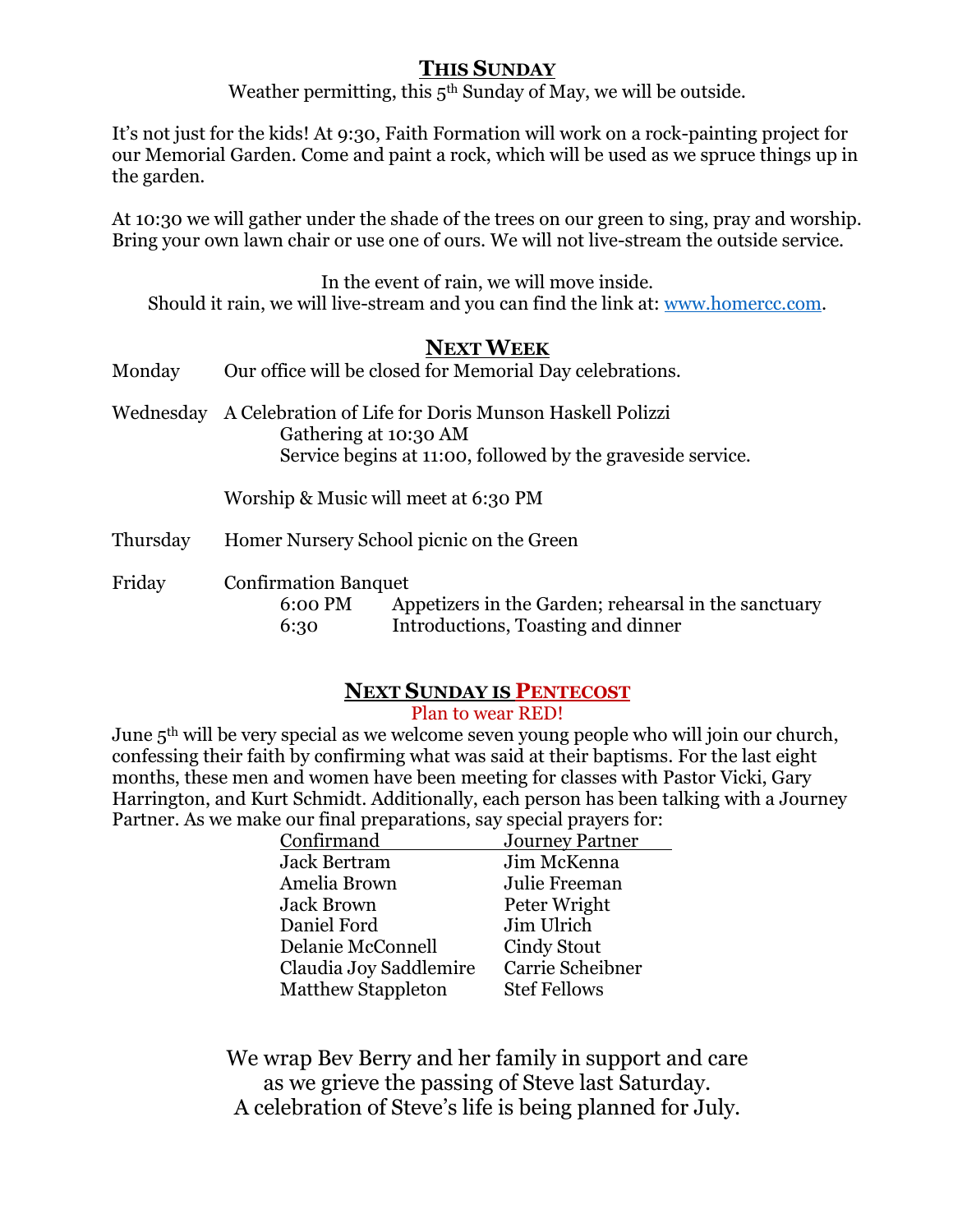## THIS SUNDAY

Weather permitting, this 5th Sunday of May, we will be outside.

It's not just for the kids! At 9:30, Faith Formation will work on a rock-painting project for our Memorial Garden. Come and paint a rock, which will be used as we spruce things up in the garden.

At 10:30 we will gather under the shade of the trees on our green to sing, pray and worship. Bring your own lawn chair or use one of ours. We will not live-stream the outside service.

In the event of rain, we will move inside.
Should it rain, we will live-stream and you can find the link at: www.homercc.com.

## NEXT WEEK

Monday — Our office will be closed for Memorial Day celebrations.

Wednesday — A Celebration of Life for Doris Munson Haskell Polizzi
Gathering at 10:30 AM
Service begins at 11:00, followed by the graveside service.

Worship & Music will meet at 6:30 PM

Thursday — Homer Nursery School picnic on the Green

Friday — Confirmation Banquet
6:00 PM — Appetizers in the Garden; rehearsal in the sanctuary
6:30 — Introductions, Toasting and dinner

## NEXT SUNDAY IS PENTECOST

Plan to wear RED!

June 5th will be very special as we welcome seven young people who will join our church, confessing their faith by confirming what was said at their baptisms. For the last eight months, these men and women have been meeting for classes with Pastor Vicki, Gary Harrington, and Kurt Schmidt. Additionally, each person has been talking with a Journey Partner. As we make our final preparations, say special prayers for:

| Confirmand | Journey Partner |
|---|---|
| Jack Bertram | Jim McKenna |
| Amelia Brown | Julie Freeman |
| Jack Brown | Peter Wright |
| Daniel Ford | Jim Ulrich |
| Delanie McConnell | Cindy Stout |
| Claudia Joy Saddlemire | Carrie Scheibner |
| Matthew Stappleton | Stef Fellows |

We wrap Bev Berry and her family in support and care
as we grieve the passing of Steve last Saturday.
A celebration of Steve's life is being planned for July.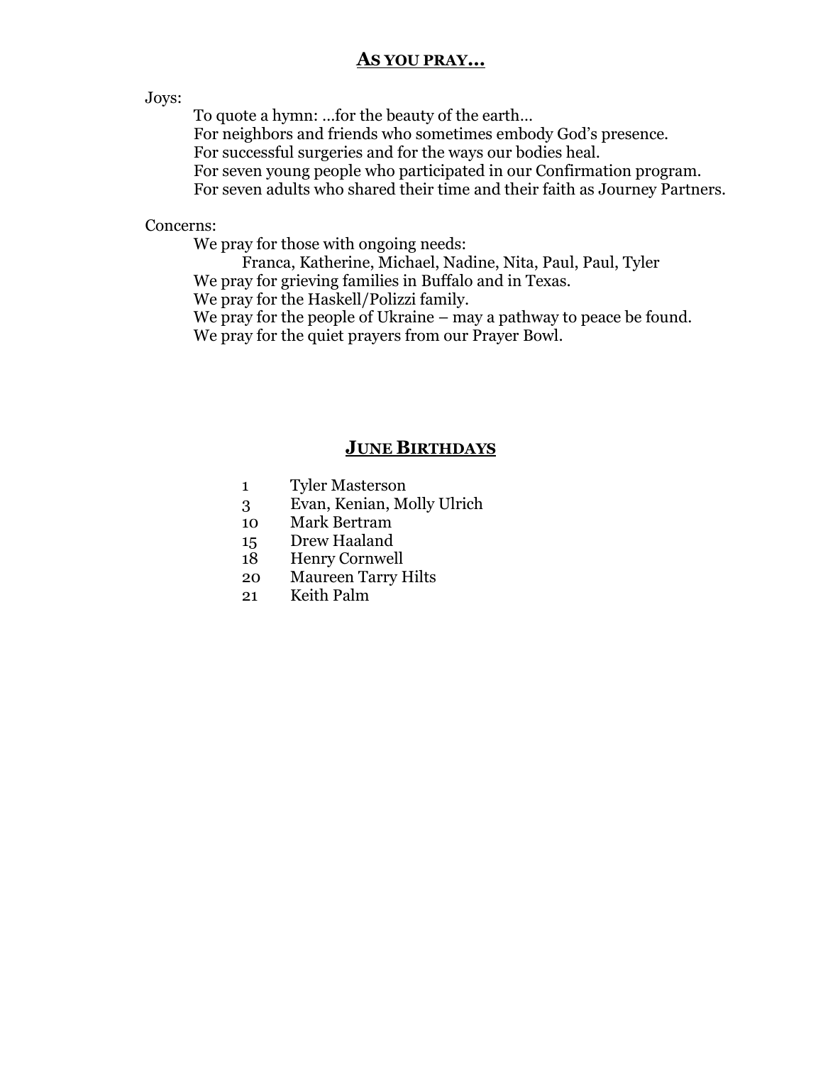## As you pray…

Joys:

To quote a hymn: …for the beauty of the earth…
For neighbors and friends who sometimes embody God's presence.
For successful surgeries and for the ways our bodies heal.
For seven young people who participated in our Confirmation program.
For seven adults who shared their time and their faith as Journey Partners.

Concerns:

We pray for those with ongoing needs:
Franca, Katherine, Michael, Nadine, Nita, Paul, Paul, Tyler
We pray for grieving families in Buffalo and in Texas.
We pray for the Haskell/Polizzi family.
We pray for the people of Ukraine – may a pathway to peace be found.
We pray for the quiet prayers from our Prayer Bowl.

## June Birthdays

| | |
|---|---|
| 1 | Tyler Masterson |
| 3 | Evan, Kenian, Molly Ulrich |
| 10 | Mark Bertram |
| 15 | Drew Haaland |
| 18 | Henry Cornwell |
| 20 | Maureen Tarry Hilts |
| 21 | Keith Palm |